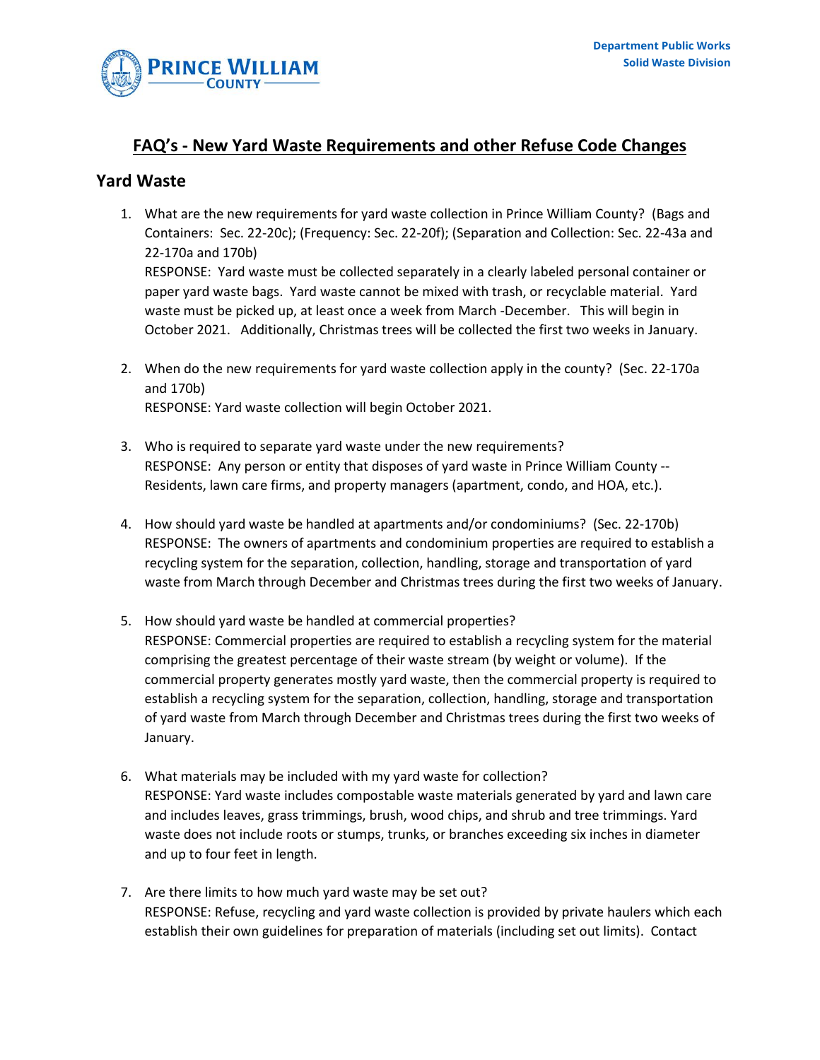Department Public Works
Solid Waste Division

# FAQ's - New Yard Waste Requirements and other Refuse Code Changes

## Yard Waste

1. What are the new requirements for yard waste collection in Prince William County? (Bags and Containers: Sec. 22-20c); (Frequency: Sec. 22-20f); (Separation and Collection: Sec. 22-43a and 22-170a and 170b)
   RESPONSE: Yard waste must be collected separately in a clearly labeled personal container or paper yard waste bags. Yard waste cannot be mixed with trash, or recyclable material. Yard waste must be picked up, at least once a week from March -December. This will begin in October 2021. Additionally, Christmas trees will be collected the first two weeks in January.

2. When do the new requirements for yard waste collection apply in the county? (Sec. 22-170a and 170b)
   RESPONSE: Yard waste collection will begin October 2021.

3. Who is required to separate yard waste under the new requirements?
   RESPONSE: Any person or entity that disposes of yard waste in Prince William County -- Residents, lawn care firms, and property managers (apartment, condo, and HOA, etc.).

4. How should yard waste be handled at apartments and/or condominiums? (Sec. 22-170b)
   RESPONSE: The owners of apartments and condominium properties are required to establish a recycling system for the separation, collection, handling, storage and transportation of yard waste from March through December and Christmas trees during the first two weeks of January.

5. How should yard waste be handled at commercial properties?
   RESPONSE: Commercial properties are required to establish a recycling system for the material comprising the greatest percentage of their waste stream (by weight or volume). If the commercial property generates mostly yard waste, then the commercial property is required to establish a recycling system for the separation, collection, handling, storage and transportation of yard waste from March through December and Christmas trees during the first two weeks of January.

6. What materials may be included with my yard waste for collection?
   RESPONSE: Yard waste includes compostable waste materials generated by yard and lawn care and includes leaves, grass trimmings, brush, wood chips, and shrub and tree trimmings. Yard waste does not include roots or stumps, trunks, or branches exceeding six inches in diameter and up to four feet in length.

7. Are there limits to how much yard waste may be set out?
   RESPONSE: Refuse, recycling and yard waste collection is provided by private haulers which each establish their own guidelines for preparation of materials (including set out limits). Contact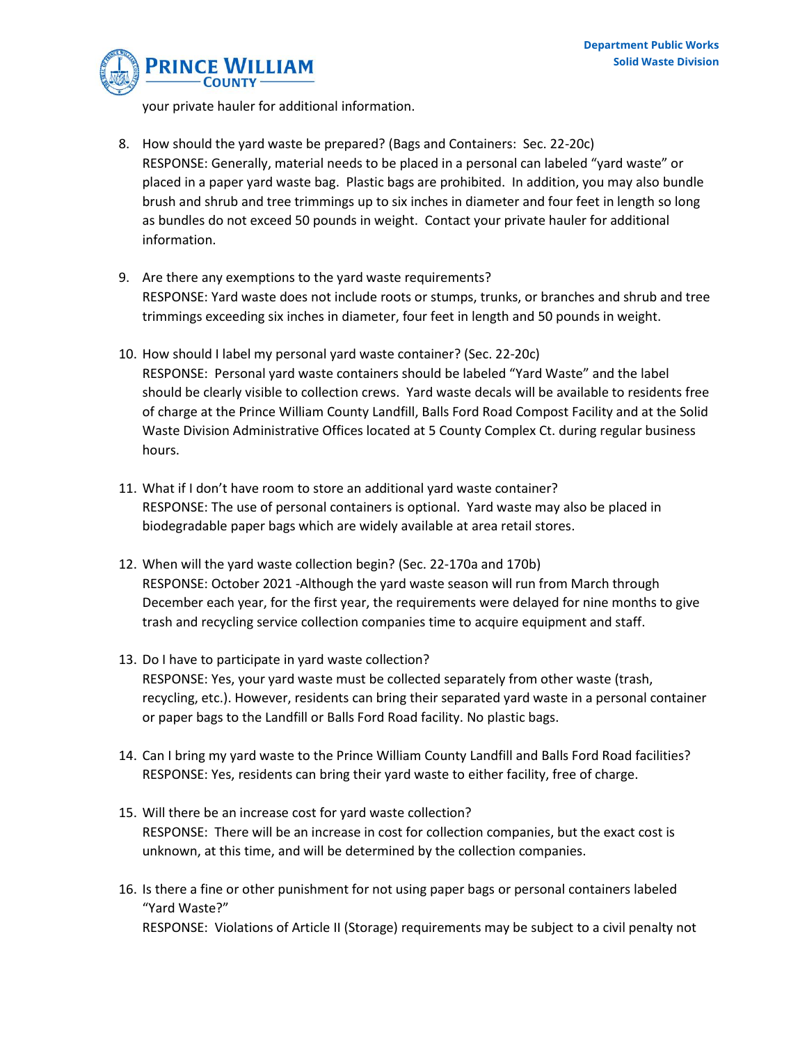your private hauler for additional information.

8. How should the yard waste be prepared? (Bags and Containers: Sec. 22-20c)
   RESPONSE: Generally, material needs to be placed in a personal can labeled "yard waste" or placed in a paper yard waste bag. Plastic bags are prohibited. In addition, you may also bundle brush and shrub and tree trimmings up to six inches in diameter and four feet in length so long as bundles do not exceed 50 pounds in weight. Contact your private hauler for additional information.

9. Are there any exemptions to the yard waste requirements?
   RESPONSE: Yard waste does not include roots or stumps, trunks, or branches and shrub and tree trimmings exceeding six inches in diameter, four feet in length and 50 pounds in weight.

10. How should I label my personal yard waste container? (Sec. 22-20c)
    RESPONSE: Personal yard waste containers should be labeled "Yard Waste" and the label should be clearly visible to collection crews. Yard waste decals will be available to residents free of charge at the Prince William County Landfill, Balls Ford Road Compost Facility and at the Solid Waste Division Administrative Offices located at 5 County Complex Ct. during regular business hours.

11. What if I don't have room to store an additional yard waste container?
    RESPONSE: The use of personal containers is optional. Yard waste may also be placed in biodegradable paper bags which are widely available at area retail stores.

12. When will the yard waste collection begin? (Sec. 22-170a and 170b)
    RESPONSE: October 2021 -Although the yard waste season will run from March through December each year, for the first year, the requirements were delayed for nine months to give trash and recycling service collection companies time to acquire equipment and staff.

13. Do I have to participate in yard waste collection?
    RESPONSE: Yes, your yard waste must be collected separately from other waste (trash, recycling, etc.). However, residents can bring their separated yard waste in a personal container or paper bags to the Landfill or Balls Ford Road facility. No plastic bags.

14. Can I bring my yard waste to the Prince William County Landfill and Balls Ford Road facilities?
    RESPONSE: Yes, residents can bring their yard waste to either facility, free of charge.

15. Will there be an increase cost for yard waste collection?
    RESPONSE: There will be an increase in cost for collection companies, but the exact cost is unknown, at this time, and will be determined by the collection companies.

16. Is there a fine or other punishment for not using paper bags or personal containers labeled "Yard Waste?"
    RESPONSE: Violations of Article II (Storage) requirements may be subject to a civil penalty not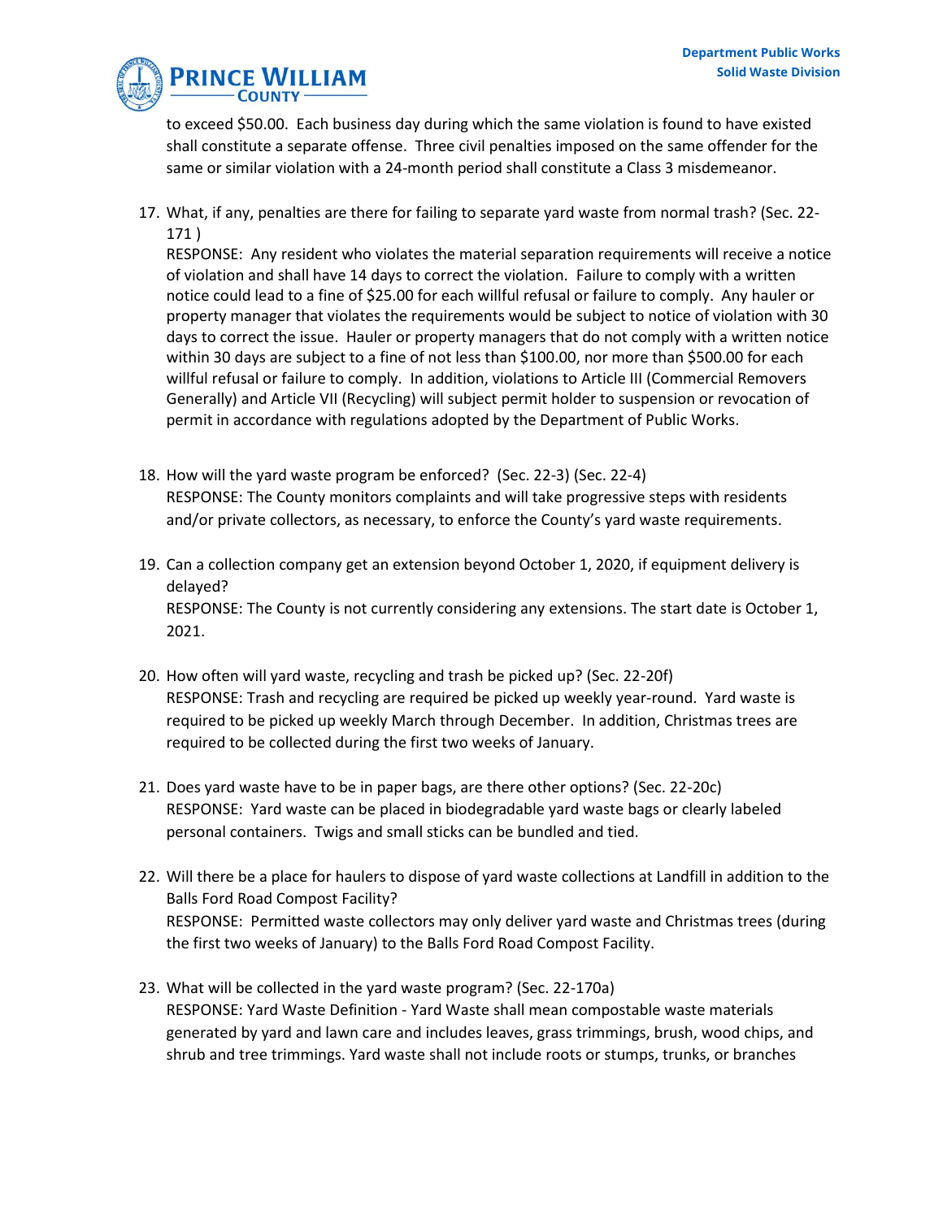to exceed $50.00. Each business day during which the same violation is found to have existed shall constitute a separate offense. Three civil penalties imposed on the same offender for the same or similar violation with a 24-month period shall constitute a Class 3 misdemeanor.

17. What, if any, penalties are there for failing to separate yard waste from normal trash? (Sec. 22-171 )
    RESPONSE: Any resident who violates the material separation requirements will receive a notice of violation and shall have 14 days to correct the violation. Failure to comply with a written notice could lead to a fine of $25.00 for each willful refusal or failure to comply. Any hauler or property manager that violates the requirements would be subject to notice of violation with 30 days to correct the issue. Hauler or property managers that do not comply with a written notice within 30 days are subject to a fine of not less than $100.00, nor more than $500.00 for each willful refusal or failure to comply. In addition, violations to Article III (Commercial Removers Generally) and Article VII (Recycling) will subject permit holder to suspension or revocation of permit in accordance with regulations adopted by the Department of Public Works.

18. How will the yard waste program be enforced? (Sec. 22-3) (Sec. 22-4)
    RESPONSE: The County monitors complaints and will take progressive steps with residents and/or private collectors, as necessary, to enforce the County's yard waste requirements.

19. Can a collection company get an extension beyond October 1, 2020, if equipment delivery is delayed?
    RESPONSE: The County is not currently considering any extensions. The start date is October 1, 2021.

20. How often will yard waste, recycling and trash be picked up? (Sec. 22-20f)
    RESPONSE: Trash and recycling are required be picked up weekly year-round. Yard waste is required to be picked up weekly March through December. In addition, Christmas trees are required to be collected during the first two weeks of January.

21. Does yard waste have to be in paper bags, are there other options? (Sec. 22-20c)
    RESPONSE: Yard waste can be placed in biodegradable yard waste bags or clearly labeled personal containers. Twigs and small sticks can be bundled and tied.

22. Will there be a place for haulers to dispose of yard waste collections at Landfill in addition to the Balls Ford Road Compost Facility?
    RESPONSE: Permitted waste collectors may only deliver yard waste and Christmas trees (during the first two weeks of January) to the Balls Ford Road Compost Facility.

23. What will be collected in the yard waste program? (Sec. 22-170a)
    RESPONSE: Yard Waste Definition - Yard Waste shall mean compostable waste materials generated by yard and lawn care and includes leaves, grass trimmings, brush, wood chips, and shrub and tree trimmings. Yard waste shall not include roots or stumps, trunks, or branches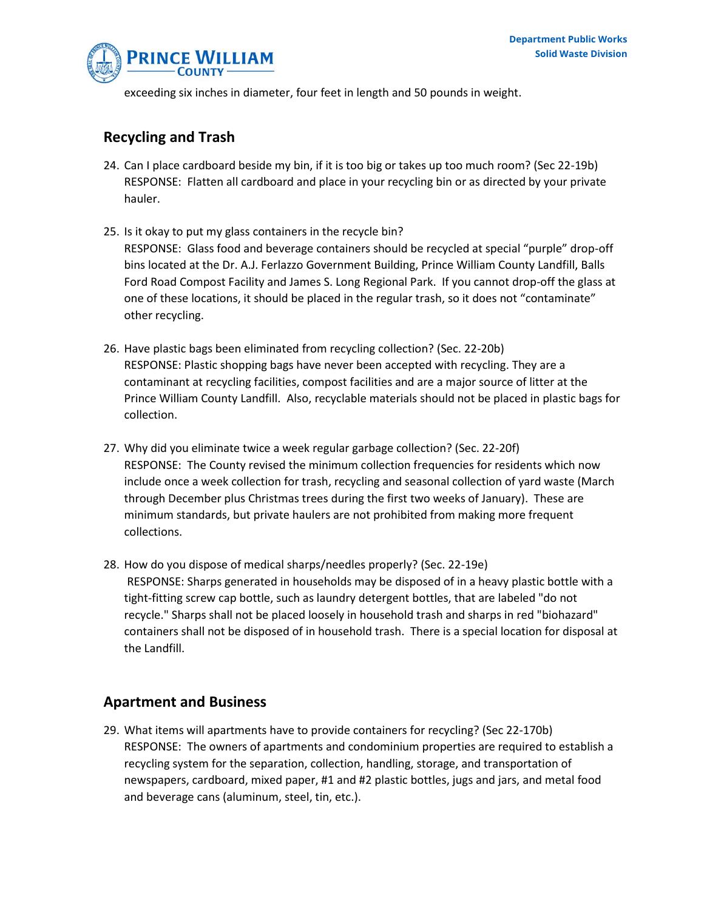exceeding six inches in diameter, four feet in length and 50 pounds in weight.

## Recycling and Trash

24. Can I place cardboard beside my bin, if it is too big or takes up too much room? (Sec 22-19b)
    RESPONSE: Flatten all cardboard and place in your recycling bin or as directed by your private hauler.

25. Is it okay to put my glass containers in the recycle bin?
    RESPONSE: Glass food and beverage containers should be recycled at special "purple" drop-off bins located at the Dr. A.J. Ferlazzo Government Building, Prince William County Landfill, Balls Ford Road Compost Facility and James S. Long Regional Park. If you cannot drop-off the glass at one of these locations, it should be placed in the regular trash, so it does not "contaminate" other recycling.

26. Have plastic bags been eliminated from recycling collection? (Sec. 22-20b)
    RESPONSE: Plastic shopping bags have never been accepted with recycling. They are a contaminant at recycling facilities, compost facilities and are a major source of litter at the Prince William County Landfill. Also, recyclable materials should not be placed in plastic bags for collection.

27. Why did you eliminate twice a week regular garbage collection? (Sec. 22-20f)
    RESPONSE: The County revised the minimum collection frequencies for residents which now include once a week collection for trash, recycling and seasonal collection of yard waste (March through December plus Christmas trees during the first two weeks of January). These are minimum standards, but private haulers are not prohibited from making more frequent collections.

28. How do you dispose of medical sharps/needles properly? (Sec. 22-19e)
    RESPONSE: Sharps generated in households may be disposed of in a heavy plastic bottle with a tight-fitting screw cap bottle, such as laundry detergent bottles, that are labeled "do not recycle." Sharps shall not be placed loosely in household trash and sharps in red "biohazard" containers shall not be disposed of in household trash. There is a special location for disposal at the Landfill.

## Apartment and Business

29. What items will apartments have to provide containers for recycling? (Sec 22-170b)
    RESPONSE: The owners of apartments and condominium properties are required to establish a recycling system for the separation, collection, handling, storage, and transportation of newspapers, cardboard, mixed paper, #1 and #2 plastic bottles, jugs and jars, and metal food and beverage cans (aluminum, steel, tin, etc.).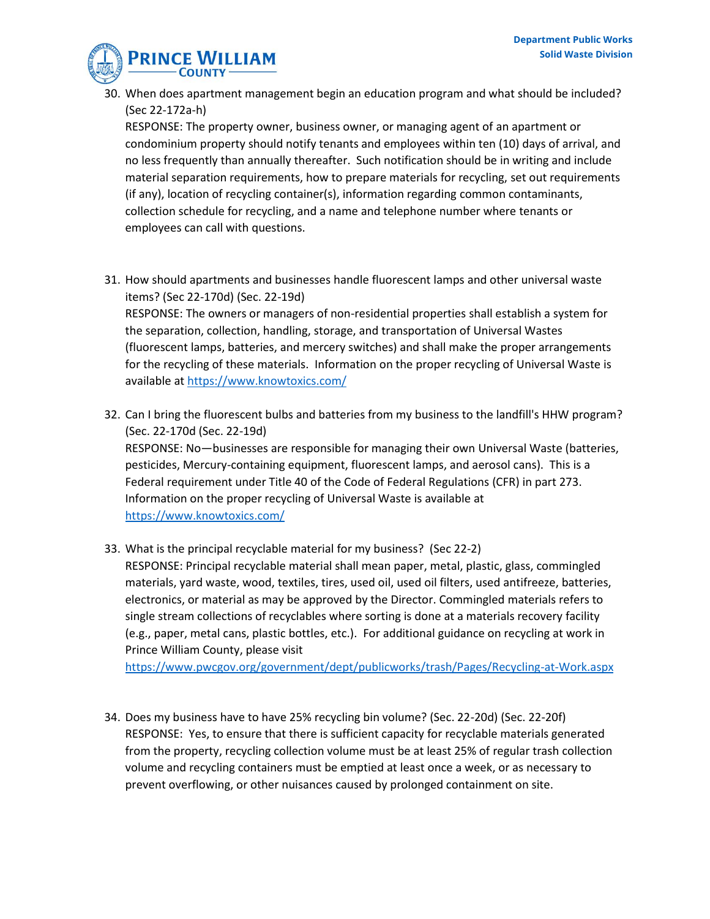30. When does apartment management begin an education program and what should be included? (Sec 22-172a-h)
    RESPONSE: The property owner, business owner, or managing agent of an apartment or condominium property should notify tenants and employees within ten (10) days of arrival, and no less frequently than annually thereafter. Such notification should be in writing and include material separation requirements, how to prepare materials for recycling, set out requirements (if any), location of recycling container(s), information regarding common contaminants, collection schedule for recycling, and a name and telephone number where tenants or employees can call with questions.

31. How should apartments and businesses handle fluorescent lamps and other universal waste items? (Sec 22-170d) (Sec. 22-19d)
    RESPONSE: The owners or managers of non-residential properties shall establish a system for the separation, collection, handling, storage, and transportation of Universal Wastes (fluorescent lamps, batteries, and mercery switches) and shall make the proper arrangements for the recycling of these materials. Information on the proper recycling of Universal Waste is available at https://www.knowtoxics.com/

32. Can I bring the fluorescent bulbs and batteries from my business to the landfill's HHW program? (Sec. 22-170d (Sec. 22-19d)
    RESPONSE: No—businesses are responsible for managing their own Universal Waste (batteries, pesticides, Mercury-containing equipment, fluorescent lamps, and aerosol cans). This is a Federal requirement under Title 40 of the Code of Federal Regulations (CFR) in part 273. Information on the proper recycling of Universal Waste is available at https://www.knowtoxics.com/

33. What is the principal recyclable material for my business? (Sec 22-2)
    RESPONSE: Principal recyclable material shall mean paper, metal, plastic, glass, commingled materials, yard waste, wood, textiles, tires, used oil, used oil filters, used antifreeze, batteries, electronics, or material as may be approved by the Director. Commingled materials refers to single stream collections of recyclables where sorting is done at a materials recovery facility (e.g., paper, metal cans, plastic bottles, etc.). For additional guidance on recycling at work in Prince William County, please visit https://www.pwcgov.org/government/dept/publicworks/trash/Pages/Recycling-at-Work.aspx

34. Does my business have to have 25% recycling bin volume? (Sec. 22-20d) (Sec. 22-20f)
    RESPONSE: Yes, to ensure that there is sufficient capacity for recyclable materials generated from the property, recycling collection volume must be at least 25% of regular trash collection volume and recycling containers must be emptied at least once a week, or as necessary to prevent overflowing, or other nuisances caused by prolonged containment on site.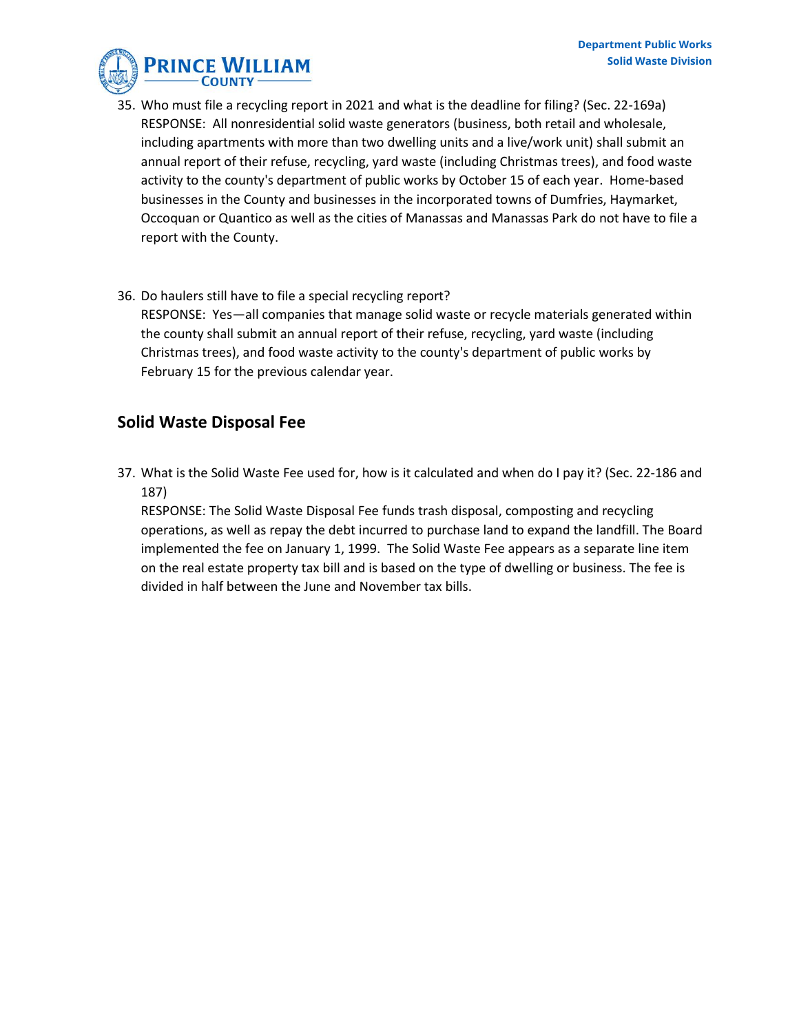35. Who must file a recycling report in 2021 and what is the deadline for filing? (Sec. 22-169a)
    RESPONSE: All nonresidential solid waste generators (business, both retail and wholesale, including apartments with more than two dwelling units and a live/work unit) shall submit an annual report of their refuse, recycling, yard waste (including Christmas trees), and food waste activity to the county's department of public works by October 15 of each year. Home-based businesses in the County and businesses in the incorporated towns of Dumfries, Haymarket, Occoquan or Quantico as well as the cities of Manassas and Manassas Park do not have to file a report with the County.

36. Do haulers still have to file a special recycling report?
    RESPONSE: Yes—all companies that manage solid waste or recycle materials generated within the county shall submit an annual report of their refuse, recycling, yard waste (including Christmas trees), and food waste activity to the county's department of public works by February 15 for the previous calendar year.

## Solid Waste Disposal Fee

37. What is the Solid Waste Fee used for, how is it calculated and when do I pay it? (Sec. 22-186 and 187)
    RESPONSE: The Solid Waste Disposal Fee funds trash disposal, composting and recycling operations, as well as repay the debt incurred to purchase land to expand the landfill. The Board implemented the fee on January 1, 1999. The Solid Waste Fee appears as a separate line item on the real estate property tax bill and is based on the type of dwelling or business. The fee is divided in half between the June and November tax bills.